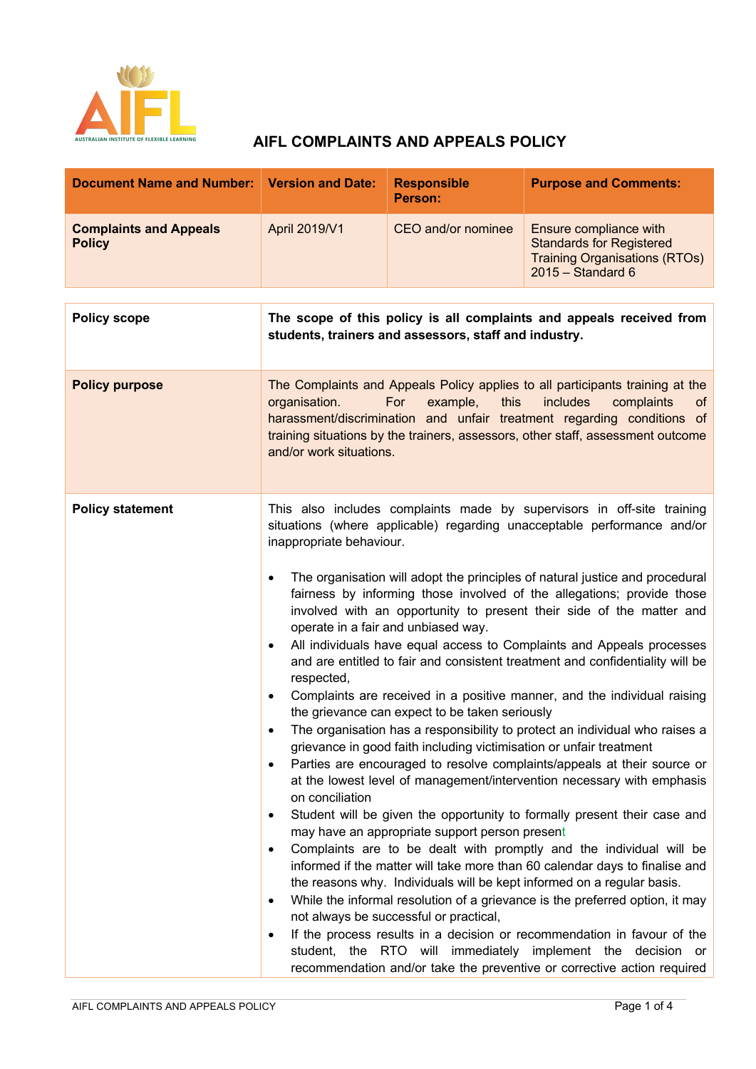# AIFL COMPLAINTS AND APPEALS POLICY

| Document Name and Number: | Version and Date: | Responsible Person: | Purpose and Comments: |
|---|---|---|---|
| **Complaints and Appeals Policy** | April 2019/V1 | CEO and/or nominee | Ensure compliance with Standards for Registered Training Organisations (RTOs) 2015 – Standard 6 |

| | |
|---|---|
| **Policy scope** | **The scope of this policy is all complaints and appeals received from students, trainers and assessors, staff and industry.** |
| **Policy purpose** | The Complaints and Appeals Policy applies to all participants training at the organisation. For example, this includes complaints of harassment/discrimination and unfair treatment regarding conditions of training situations by the trainers, assessors, other staff, assessment outcome and/or work situations. |
| **Policy statement** | This also includes complaints made by supervisors in off-site training situations (where applicable) regarding unacceptable performance and/or inappropriate behaviour.<br><br>• The organisation will adopt the principles of natural justice and procedural fairness by informing those involved of the allegations; provide those involved with an opportunity to present their side of the matter and operate in a fair and unbiased way.<br>• All individuals have equal access to Complaints and Appeals processes and are entitled to fair and consistent treatment and confidentiality will be respected,<br>• Complaints are received in a positive manner, and the individual raising the grievance can expect to be taken seriously<br>• The organisation has a responsibility to protect an individual who raises a grievance in good faith including victimisation or unfair treatment<br>• Parties are encouraged to resolve complaints/appeals at their source or at the lowest level of management/intervention necessary with emphasis on conciliation<br>• Student will be given the opportunity to formally present their case and may have an appropriate support person present<br>• Complaints are to be dealt with promptly and the individual will be informed if the matter will take more than 60 calendar days to finalise and the reasons why. Individuals will be kept informed on a regular basis.<br>• While the informal resolution of a grievance is the preferred option, it may not always be successful or practical,<br>• If the process results in a decision or recommendation in favour of the student, the RTO will immediately implement the decision or recommendation and/or take the preventive or corrective action required |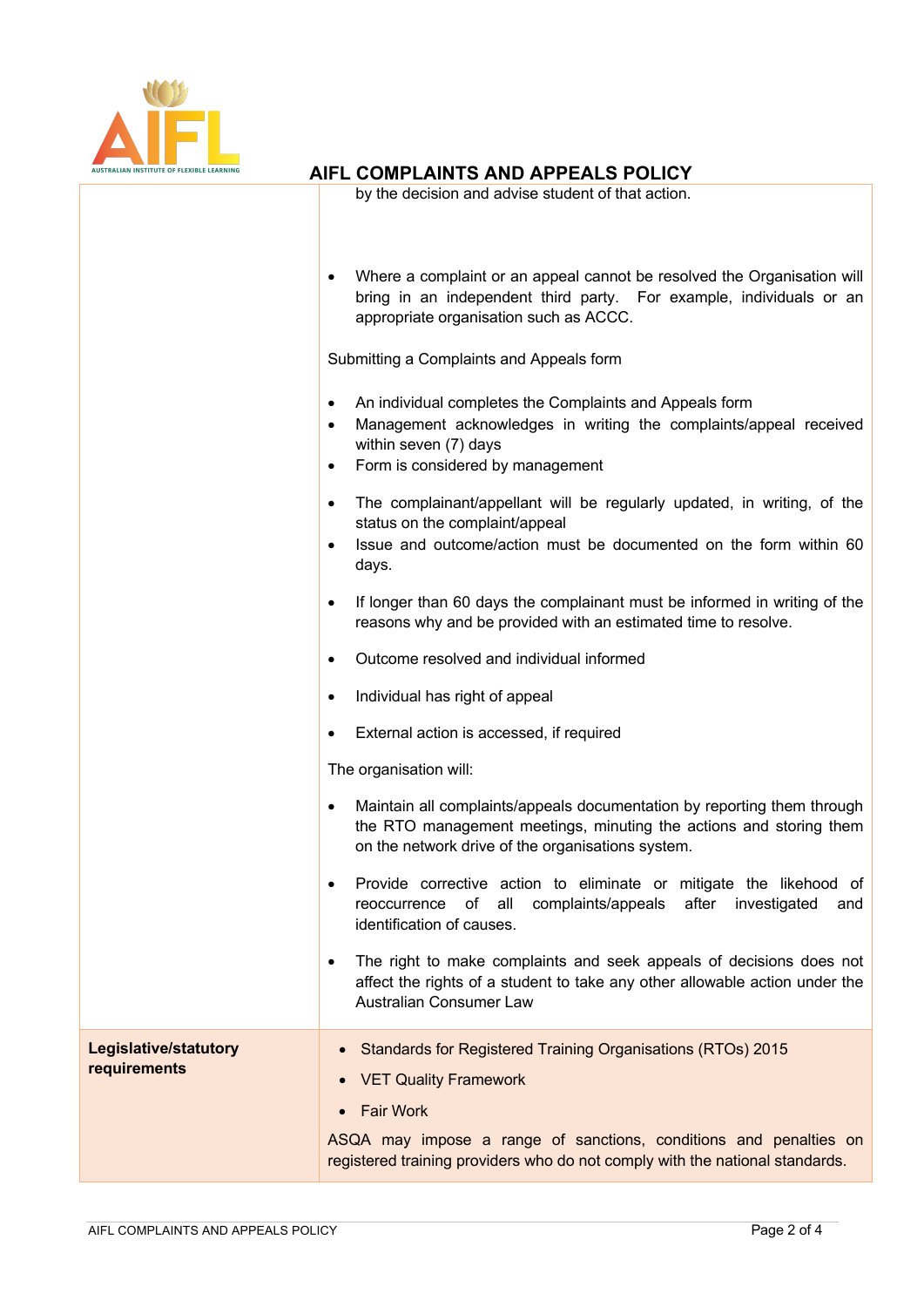| | |
|---|---|
| | by the decision and advise student of that action.<br><br>• Where a complaint or an appeal cannot be resolved the Organisation will bring in an independent third party. For example, individuals or an appropriate organisation such as ACCC.<br><br>Submitting a Complaints and Appeals form<br><br>• An individual completes the Complaints and Appeals form<br>• Management acknowledges in writing the complaints/appeal received within seven (7) days<br>• Form is considered by management<br><br>• The complainant/appellant will be regularly updated, in writing, of the status on the complaint/appeal<br>• Issue and outcome/action must be documented on the form within 60 days.<br><br>• If longer than 60 days the complainant must be informed in writing of the reasons why and be provided with an estimated time to resolve.<br><br>• Outcome resolved and individual informed<br><br>• Individual has right of appeal<br><br>• External action is accessed, if required<br><br>The organisation will:<br><br>• Maintain all complaints/appeals documentation by reporting them through the RTO management meetings, minuting the actions and storing them on the network drive of the organisations system.<br><br>• Provide corrective action to eliminate or mitigate the likehood of reoccurrence of all complaints/appeals after investigated and identification of causes.<br><br>• The right to make complaints and seek appeals of decisions does not affect the rights of a student to take any other allowable action under the Australian Consumer Law |
| **Legislative/statutory requirements** | • Standards for Registered Training Organisations (RTOs) 2015<br>• VET Quality Framework<br>• Fair Work<br><br>ASQA may impose a range of sanctions, conditions and penalties on registered training providers who do not comply with the national standards. |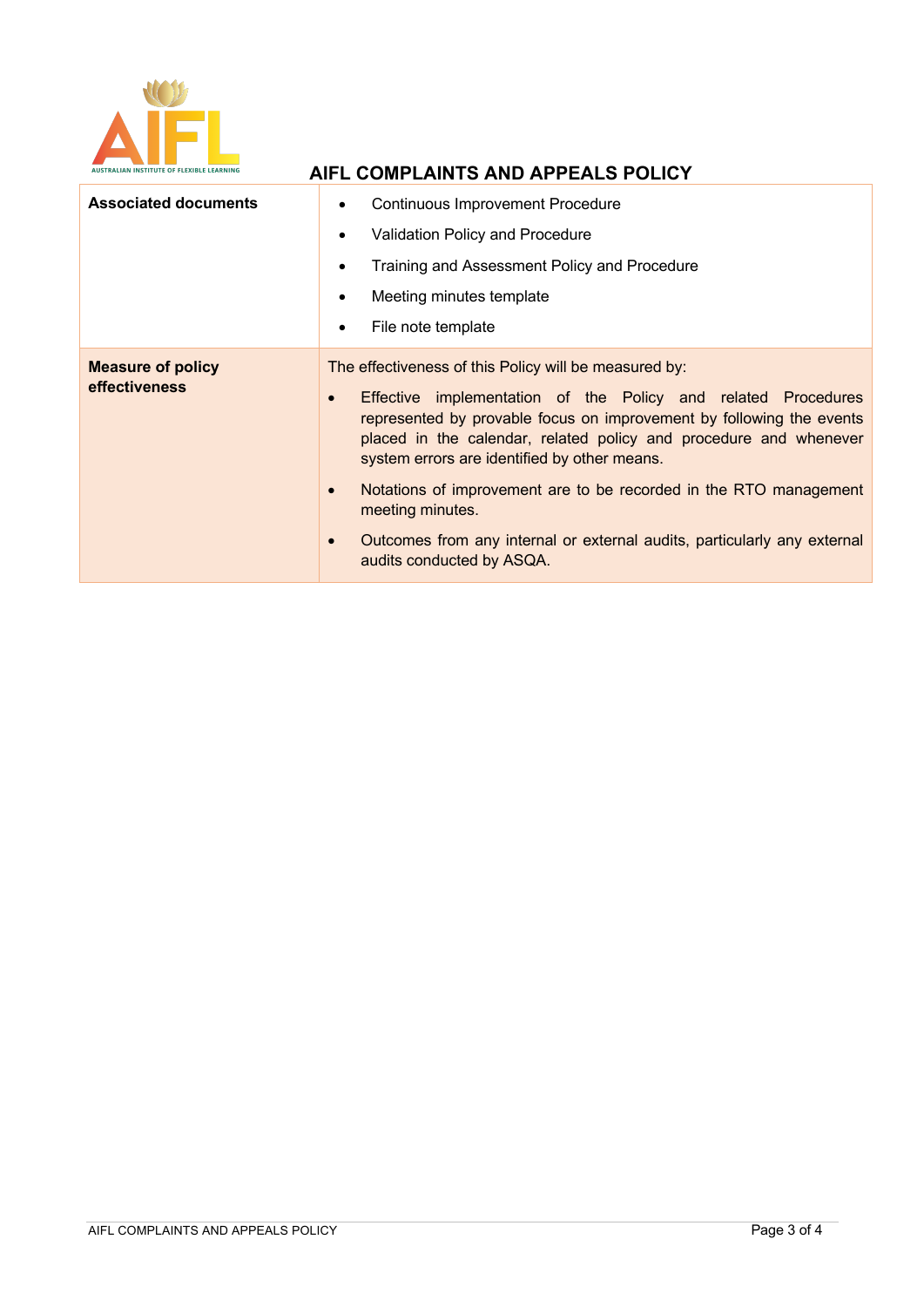# AIFL COMPLAINTS AND APPEALS POLICY

| | |
|---|---|
| **Associated documents** | • Continuous Improvement Procedure<br>• Validation Policy and Procedure<br>• Training and Assessment Policy and Procedure<br>• Meeting minutes template<br>• File note template |
| **Measure of policy effectiveness** | The effectiveness of this Policy will be measured by:<br>• Effective implementation of the Policy and related Procedures represented by provable focus on improvement by following the events placed in the calendar, related policy and procedure and whenever system errors are identified by other means.<br>• Notations of improvement are to be recorded in the RTO management meeting minutes.<br>• Outcomes from any internal or external audits, particularly any external audits conducted by ASQA. |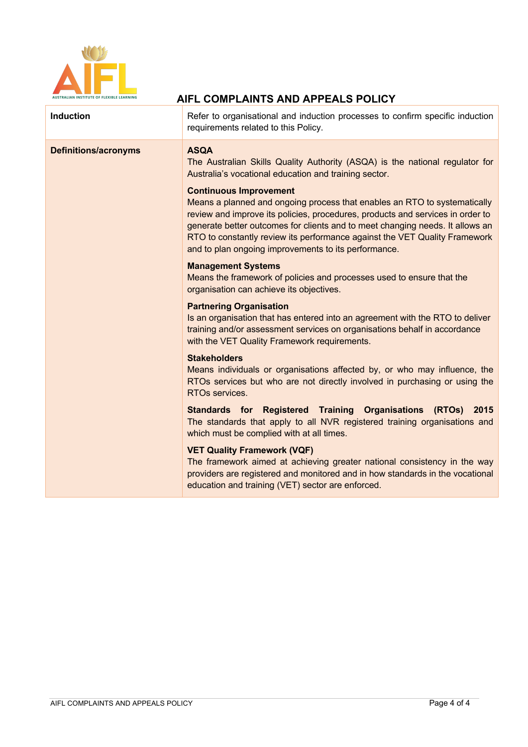## AIFL COMPLAINTS AND APPEALS POLICY

| | |
|---|---|
| **Induction** | Refer to organisational and induction processes to confirm specific induction requirements related to this Policy. |
| **Definitions/acronyms** | **ASQA**<br>The Australian Skills Quality Authority (ASQA) is the national regulator for Australia's vocational education and training sector.<br><br>**Continuous Improvement**<br>Means a planned and ongoing process that enables an RTO to systematically review and improve its policies, procedures, products and services in order to generate better outcomes for clients and to meet changing needs. It allows an RTO to constantly review its performance against the VET Quality Framework and to plan ongoing improvements to its performance.<br><br>**Management Systems**<br>Means the framework of policies and processes used to ensure that the organisation can achieve its objectives.<br><br>**Partnering Organisation**<br>Is an organisation that has entered into an agreement with the RTO to deliver training and/or assessment services on organisations behalf in accordance with the VET Quality Framework requirements.<br><br>**Stakeholders**<br>Means individuals or organisations affected by, or who may influence, the RTOs services but who are not directly involved in purchasing or using the RTOs services.<br><br>**Standards for Registered Training Organisations (RTOs) 2015**<br>The standards that apply to all NVR registered training organisations and which must be complied with at all times.<br><br>**VET Quality Framework (VQF)**<br>The framework aimed at achieving greater national consistency in the way providers are registered and monitored and in how standards in the vocational education and training (VET) sector are enforced. |